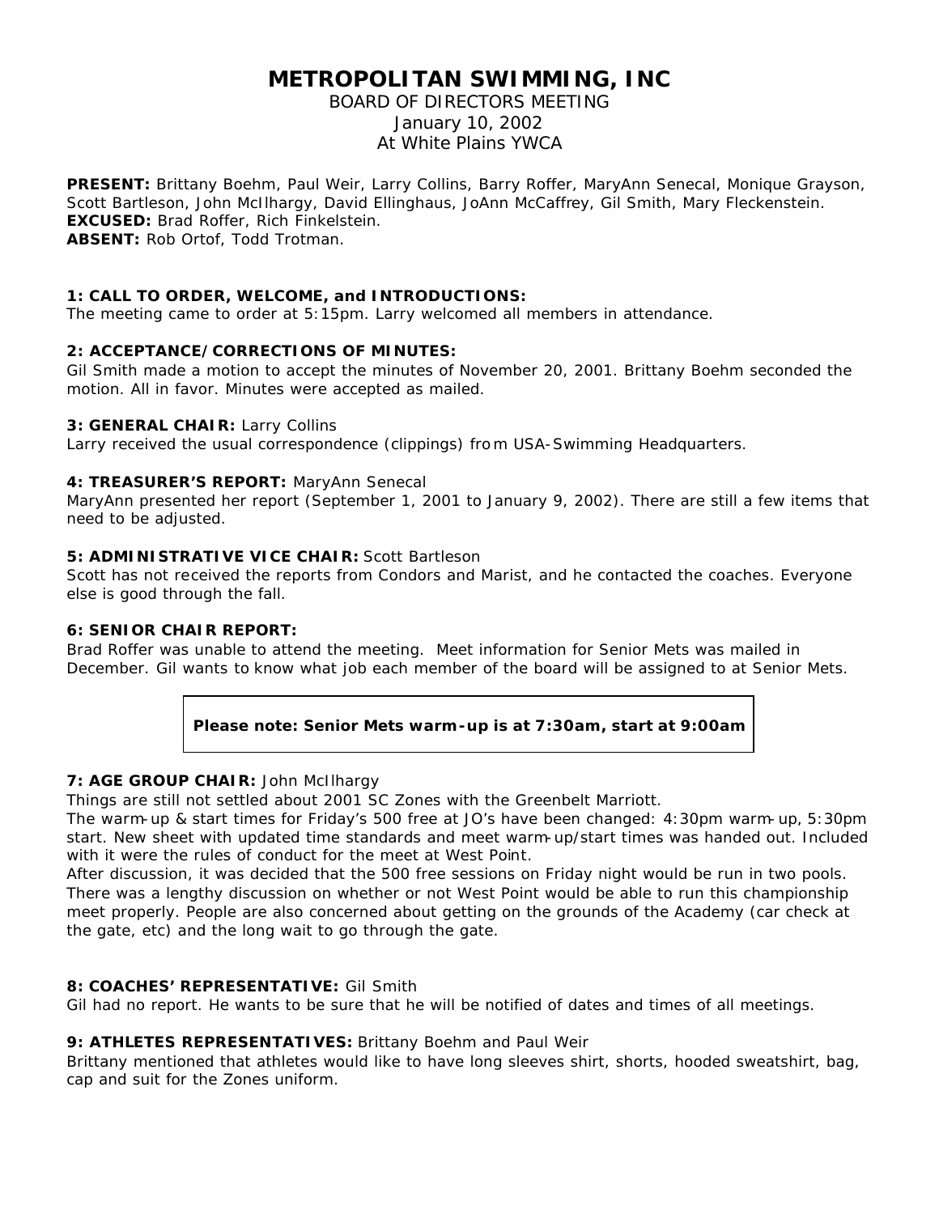# METROPOLITAN SWIMMING, INC

BOARD OF DIRECTORS MEETING
January 10, 2002
At White Plains YWCA

**PRESENT:** Brittany Boehm, Paul Weir, Larry Collins, Barry Roffer, MaryAnn Senecal, Monique Grayson, Scott Bartleson, John McIlhargy, David Ellinghaus, JoAnn McCaffrey, Gil Smith, Mary Fleckenstein.
**EXCUSED:** Brad Roffer, Rich Finkelstein.
**ABSENT:** Rob Ortof, Todd Trotman.

**1: CALL TO ORDER, WELCOME, and INTRODUCTIONS:**
The meeting came to order at 5:15pm. Larry welcomed all members in attendance.

**2: ACCEPTANCE/CORRECTIONS OF MINUTES:**
Gil Smith made a motion to accept the minutes of November 20, 2001. Brittany Boehm seconded the motion. All in favor. Minutes were accepted as mailed.

**3: GENERAL CHAIR:** Larry Collins
Larry received the usual correspondence (clippings) from USA-Swimming Headquarters.

**4: TREASURER'S REPORT:** MaryAnn Senecal
MaryAnn presented her report (September 1, 2001 to January 9, 2002). There are still a few items that need to be adjusted.

**5: ADMINISTRATIVE VICE CHAIR:** Scott Bartleson
Scott has not received the reports from Condors and Marist, and he contacted the coaches. Everyone else is good through the fall.

**6: SENIOR CHAIR REPORT:**
Brad Roffer was unable to attend the meeting. Meet information for Senior Mets was mailed in December. Gil wants to know what job each member of the board will be assigned to at Senior Mets.

**Please note: Senior Mets warm-up is at 7:30am, start at 9:00am**

**7: AGE GROUP CHAIR:** John McIlhargy
Things are still not settled about 2001 SC Zones with the Greenbelt Marriott.
The warm-up & start times for Friday's 500 free at JO's have been changed: 4:30pm warm-up, 5:30pm start. New sheet with updated time standards and meet warm-up/start times was handed out. Included with it were the rules of conduct for the meet at West Point.
After discussion, it was decided that the 500 free sessions on Friday night would be run in two pools. There was a lengthy discussion on whether or not West Point would be able to run this championship meet properly. People are also concerned about getting on the grounds of the Academy (car check at the gate, etc) and the long wait to go through the gate.

**8: COACHES' REPRESENTATIVE:** Gil Smith
Gil had no report. He wants to be sure that he will be notified of dates and times of all meetings.

**9: ATHLETES REPRESENTATIVES:** Brittany Boehm and Paul Weir
Brittany mentioned that athletes would like to have long sleeves shirt, shorts, hooded sweatshirt, bag, cap and suit for the Zones uniform.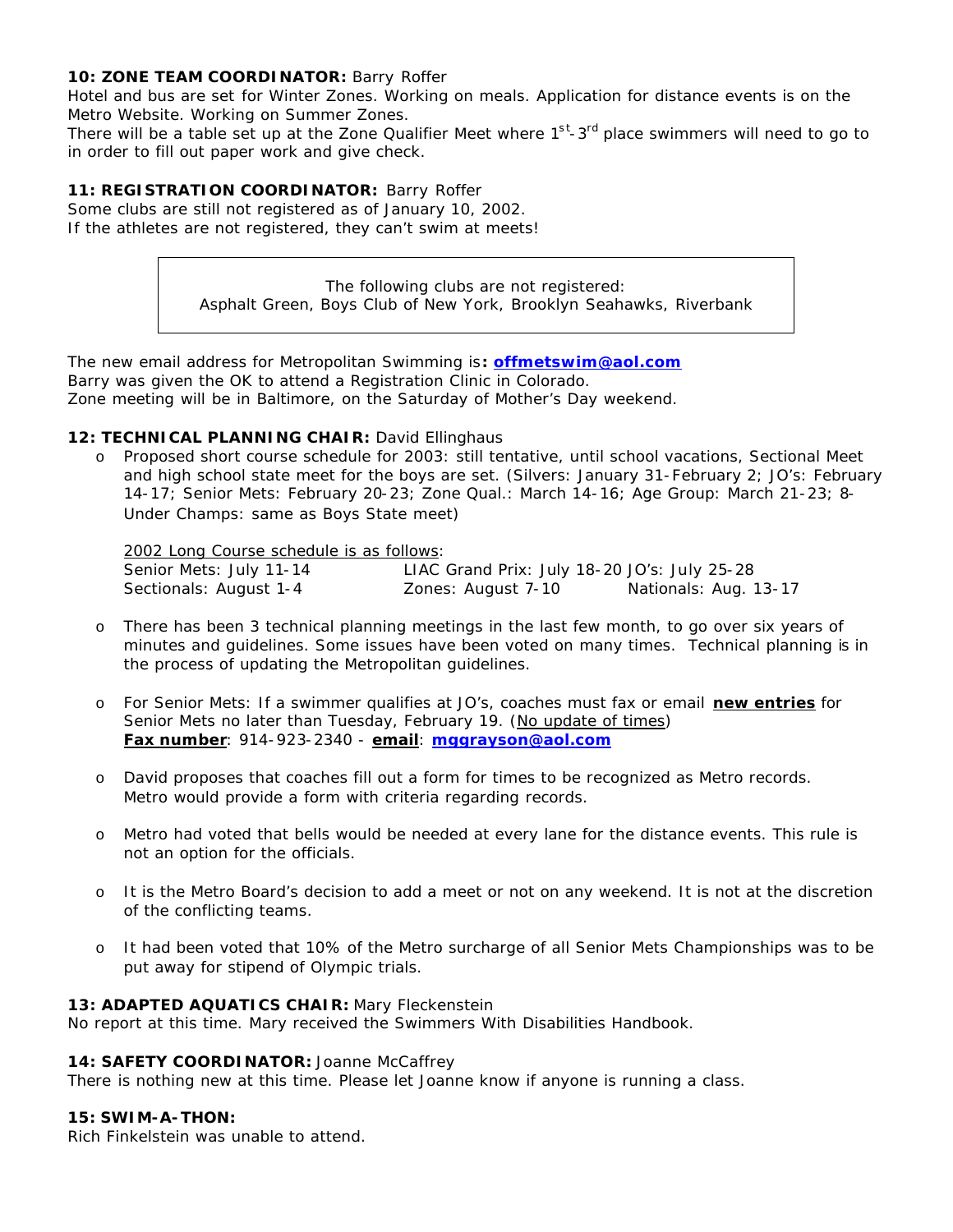**10: ZONE TEAM COORDINATOR:** Barry Roffer

Hotel and bus are set for Winter Zones. Working on meals. Application for distance events is on the Metro Website. Working on Summer Zones.

There will be a table set up at the Zone Qualifier Meet where 1st-3rd place swimmers will need to go to in order to fill out paper work and give check.

**11: REGISTRATION COORDINATOR:** Barry Roffer

Some clubs are still not registered as of January 10, 2002.

If the athletes are not registered, they can't swim at meets!

> The following clubs are not registered:
> Asphalt Green, Boys Club of New York, Brooklyn Seahawks, Riverbank

The new email address for Metropolitan Swimming is**: offmetswim@aol.com**

Barry was given the OK to attend a Registration Clinic in Colorado.

Zone meeting will be in Baltimore, on the Saturday of Mother's Day weekend.

**12: TECHNICAL PLANNING CHAIR:** David Ellinghaus

- Proposed short course schedule for 2003: still tentative, until school vacations, Sectional Meet and high school state meet for the boys are set. (Silvers: January 31-February 2; JO's: February 14-17; Senior Mets: February 20-23; Zone Qual.: March 14-16; Age Group: March 21-23; 8-Under Champs: same as Boys State meet)

  2002 Long Course schedule is as follows:

  | | | |
  |---|---|---|
  | Senior Mets: July 11-14 | LIAC Grand Prix: July 18-20 | JO's: July 25-28 |
  | Sectionals: August 1-4 | Zones: August 7-10 | Nationals: Aug. 13-17 |

- There has been 3 technical planning meetings in the last few month, to go over six years of minutes and guidelines. Some issues have been voted on many times. Technical planning is in the process of updating the Metropolitan guidelines.

- For Senior Mets: If a swimmer qualifies at JO's, coaches must fax or email **new entries** for Senior Mets no later than Tuesday, February 19. (No update of times)
  **Fax number**: 914-923-2340 - **email**: **mggrayson@aol.com**

- David proposes that coaches fill out a form for times to be recognized as Metro records. Metro would provide a form with criteria regarding records.

- Metro had voted that bells would be needed at every lane for the distance events. This rule is not an option for the officials.

- It is the Metro Board's decision to add a meet or not on any weekend. It is not at the discretion of the conflicting teams.

- It had been voted that 10% of the Metro surcharge of all Senior Mets Championships was to be put away for stipend of Olympic trials.

**13: ADAPTED AQUATICS CHAIR:** Mary Fleckenstein

No report at this time. Mary received the Swimmers With Disabilities Handbook.

**14: SAFETY COORDINATOR:** Joanne McCaffrey

There is nothing new at this time. Please let Joanne know if anyone is running a class.

**15: SWIM-A-THON:**

Rich Finkelstein was unable to attend.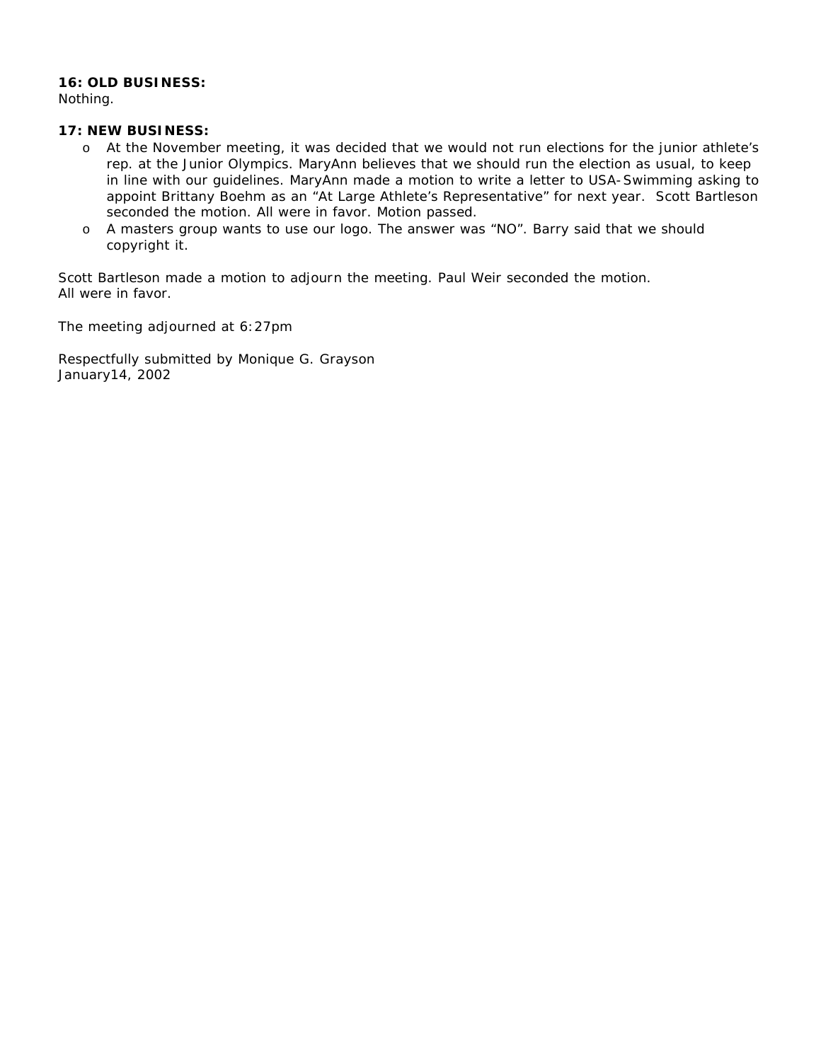**16: OLD BUSINESS:**
Nothing.

**17: NEW BUSINESS:**

- At the November meeting, it was decided that we would not run elections for the junior athlete's rep. at the Junior Olympics. MaryAnn believes that we should run the election as usual, to keep in line with our guidelines. MaryAnn made a motion to write a letter to USA-Swimming asking to appoint Brittany Boehm as an "At Large Athlete's Representative" for next year. Scott Bartleson seconded the motion. All were in favor. Motion passed.
- A masters group wants to use our logo. The answer was "NO". Barry said that we should copyright it.

Scott Bartleson made a motion to adjourn the meeting. Paul Weir seconded the motion.
All were in favor.

The meeting adjourned at 6:27pm

Respectfully submitted by Monique G. Grayson
January14, 2002